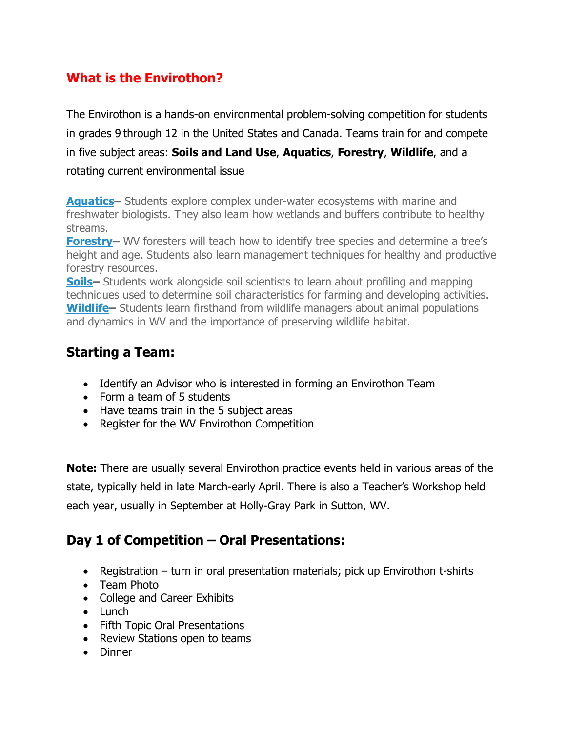## What is the Envirothon?

The Envirothon is a hands-on environmental problem-solving competition for students in grades 9 through 12 in the United States and Canada. Teams train for and compete in five subject areas: **Soils and Land Use**, **Aquatics**, **Forestry**, **Wildlife**, and a rotating current environmental issue

**Aquatics**– Students explore complex under-water ecosystems with marine and freshwater biologists. They also learn how wetlands and buffers contribute to healthy streams.
**Forestry**– WV foresters will teach how to identify tree species and determine a tree's height and age. Students also learn management techniques for healthy and productive forestry resources.
**Soils**– Students work alongside soil scientists to learn about profiling and mapping techniques used to determine soil characteristics for farming and developing activities.
**Wildlife**– Students learn firsthand from wildlife managers about animal populations and dynamics in WV and the importance of preserving wildlife habitat.

### Starting a Team:

- Identify an Advisor who is interested in forming an Envirothon Team
- Form a team of 5 students
- Have teams train in the 5 subject areas
- Register for the WV Envirothon Competition

**Note:** There are usually several Envirothon practice events held in various areas of the state, typically held in late March-early April. There is also a Teacher's Workshop held each year, usually in September at Holly-Gray Park in Sutton, WV.

### Day 1 of Competition – Oral Presentations:

- Registration – turn in oral presentation materials; pick up Envirothon t-shirts
- Team Photo
- College and Career Exhibits
- Lunch
- Fifth Topic Oral Presentations
- Review Stations open to teams
- Dinner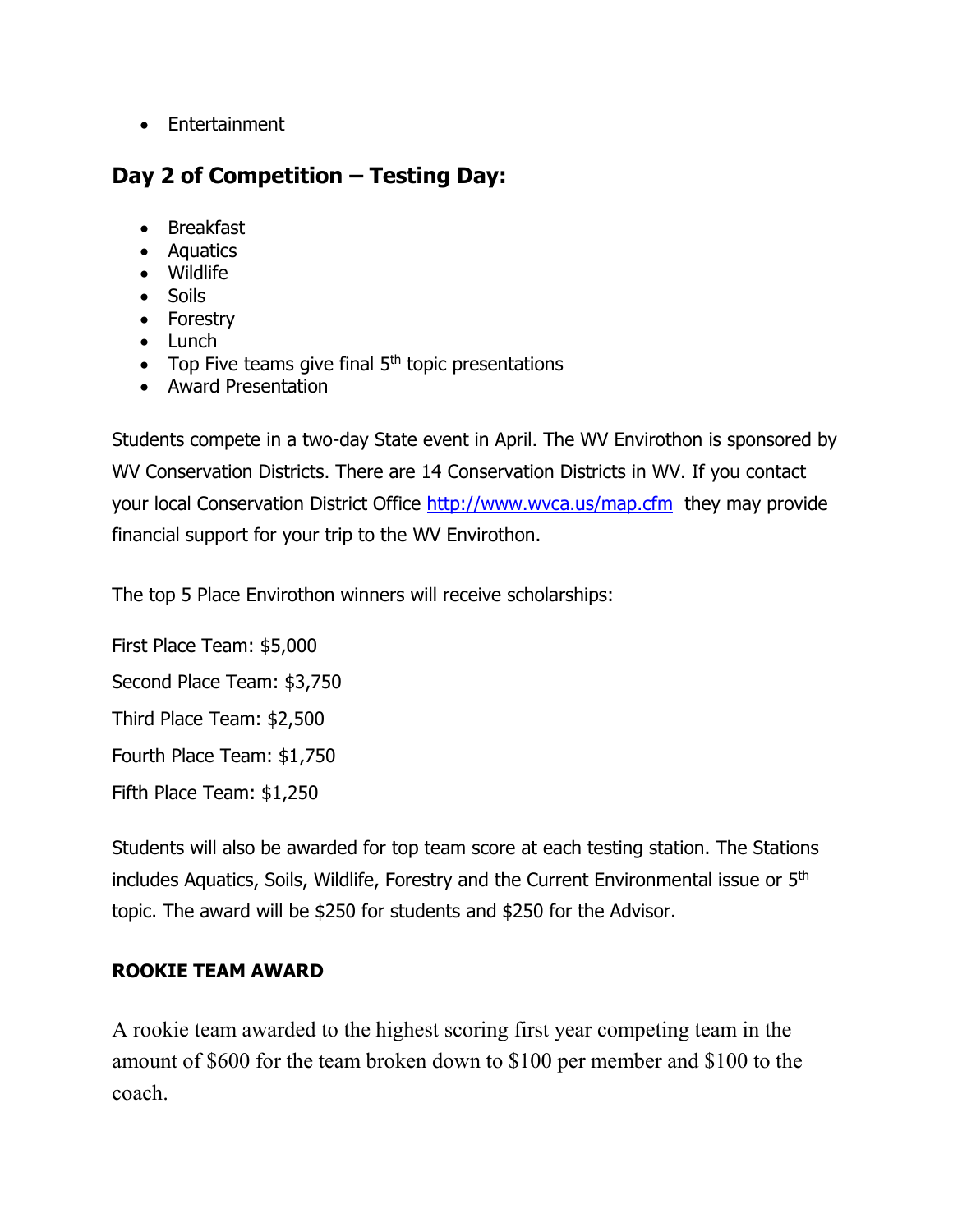- Entertainment

## Day 2 of Competition – Testing Day:

- Breakfast
- Aquatics
- Wildlife
- Soils
- Forestry
- Lunch
- Top Five teams give final 5th topic presentations
- Award Presentation

Students compete in a two-day State event in April. The WV Envirothon is sponsored by WV Conservation Districts. There are 14 Conservation Districts in WV. If you contact your local Conservation District Office http://www.wvca.us/map.cfm they may provide financial support for your trip to the WV Envirothon.

The top 5 Place Envirothon winners will receive scholarships:

First Place Team: $5,000

Second Place Team: $3,750

Third Place Team: $2,500

Fourth Place Team: $1,750

Fifth Place Team: $1,250

Students will also be awarded for top team score at each testing station. The Stations includes Aquatics, Soils, Wildlife, Forestry and the Current Environmental issue or 5th topic. The award will be $250 for students and $250 for the Advisor.

**ROOKIE TEAM AWARD**

A rookie team awarded to the highest scoring first year competing team in the amount of $600 for the team broken down to $100 per member and $100 to the coach.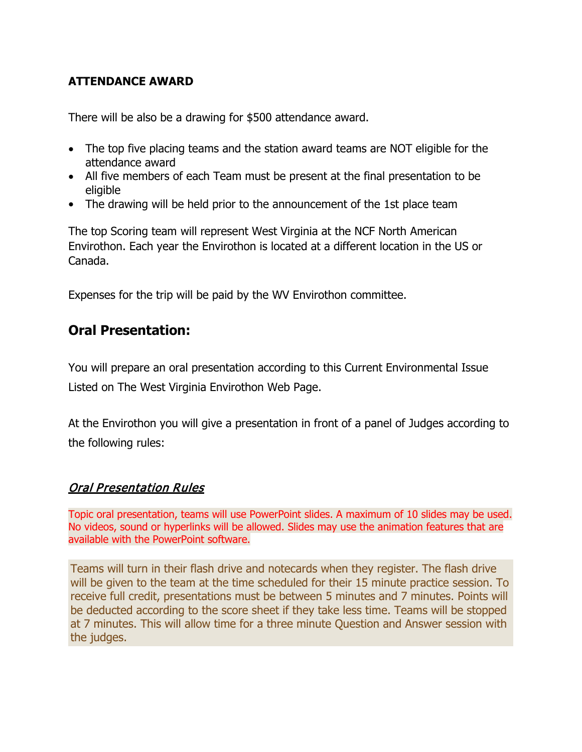**ATTENDANCE AWARD**

There will be also be a drawing for $500 attendance award.

- The top five placing teams and the station award teams are NOT eligible for the attendance award
- All five members of each Team must be present at the final presentation to be eligible
- The drawing will be held prior to the announcement of the 1st place team

The top Scoring team will represent West Virginia at the NCF North American Envirothon. Each year the Envirothon is located at a different location in the US or Canada.

Expenses for the trip will be paid by the WV Envirothon committee.

## Oral Presentation:

You will prepare an oral presentation according to this Current Environmental Issue Listed on The West Virginia Envirothon Web Page.

At the Envirothon you will give a presentation in front of a panel of Judges according to the following rules:

### *Oral Presentation Rules*

Topic oral presentation, teams will use PowerPoint slides. A maximum of 10 slides may be used. No videos, sound or hyperlinks will be allowed. Slides may use the animation features that are available with the PowerPoint software.

Teams will turn in their flash drive and notecards when they register. The flash drive will be given to the team at the time scheduled for their 15 minute practice session. To receive full credit, presentations must be between 5 minutes and 7 minutes. Points will be deducted according to the score sheet if they take less time. Teams will be stopped at 7 minutes. This will allow time for a three minute Question and Answer session with the judges.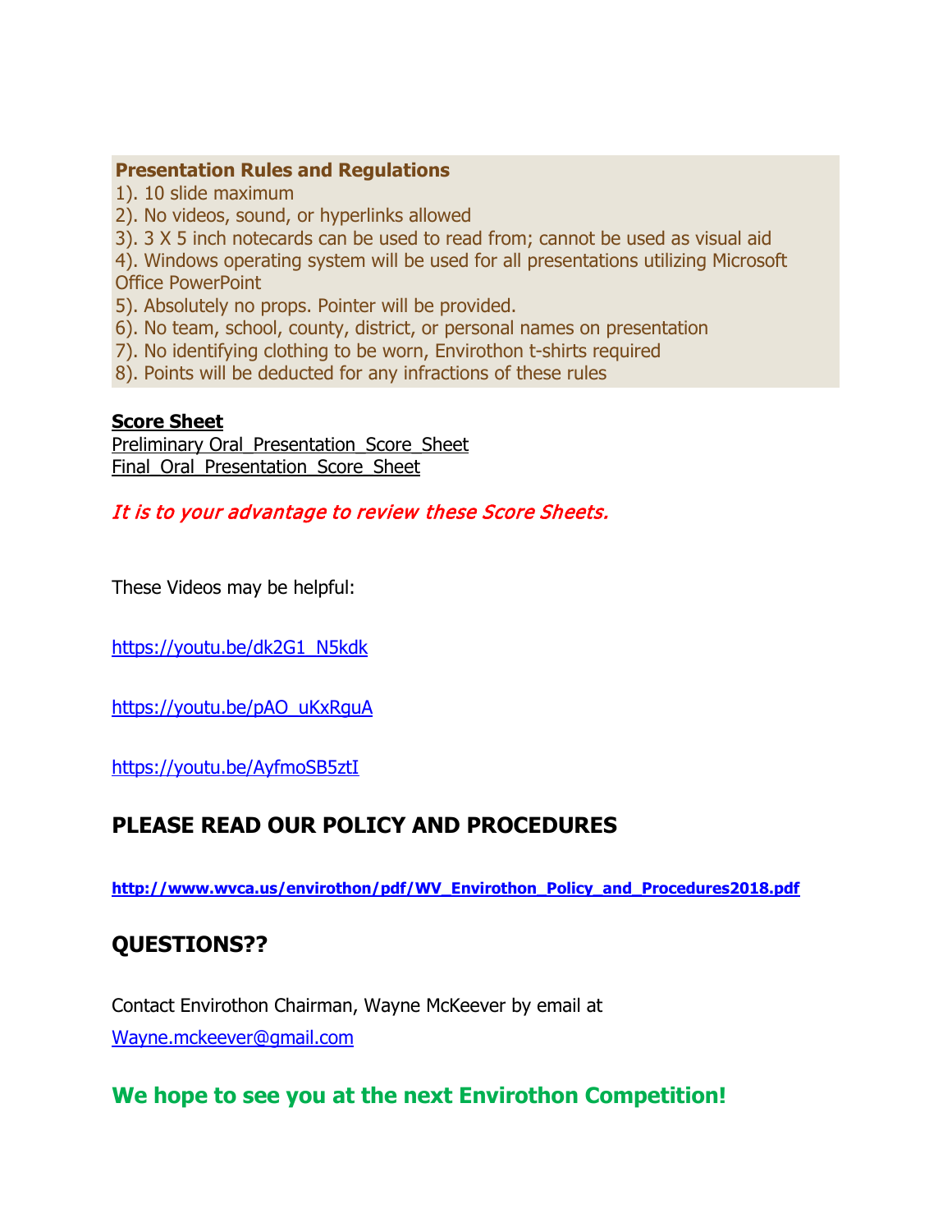**Presentation Rules and Regulations**

1). 10 slide maximum
2). No videos, sound, or hyperlinks allowed
3). 3 X 5 inch notecards can be used to read from; cannot be used as visual aid
4). Windows operating system will be used for all presentations utilizing Microsoft Office PowerPoint
5). Absolutely no props. Pointer will be provided.
6). No team, school, county, district, or personal names on presentation
7). No identifying clothing to be worn, Envirothon t-shirts required
8). Points will be deducted for any infractions of these rules

**Score Sheet**

Preliminary_Oral_Presentation_Score_Sheet
Final_Oral_Presentation_Score_Sheet

*It is to your advantage to review these Score Sheets.*

These Videos may be helpful:

https://youtu.be/dk2G1_N5kdk

https://youtu.be/pAO_uKxRguA

https://youtu.be/AyfmoSB5ztI

## PLEASE READ OUR POLICY AND PROCEDURES

**http://www.wvca.us/envirothon/pdf/WV_Envirothon_Policy_and_Procedures2018.pdf**

## QUESTIONS??

Contact Envirothon Chairman, Wayne McKeever by email at
Wayne.mckeever@gmail.com

## We hope to see you at the next Envirothon Competition!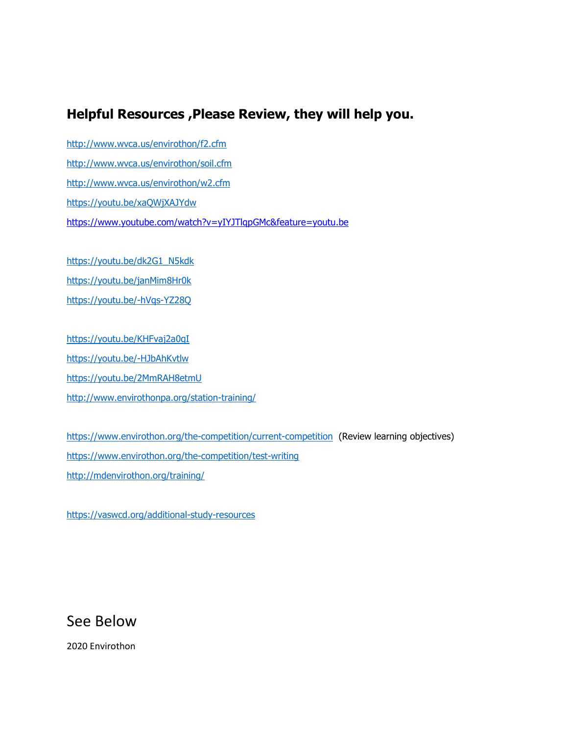## Helpful Resources ,Please Review, they will help you.

http://www.wvca.us/envirothon/f2.cfm

http://www.wvca.us/envirothon/soil.cfm

http://www.wvca.us/envirothon/w2.cfm

https://youtu.be/xaQWjXAJYdw

https://www.youtube.com/watch?v=yIYJTlqpGMc&feature=youtu.be

https://youtu.be/dk2G1_N5kdk

https://youtu.be/janMim8Hr0k

https://youtu.be/-hVqs-YZ28Q

https://youtu.be/KHFvaj2a0qI

https://youtu.be/-HJbAhKvtlw

https://youtu.be/2MmRAH8etmU

http://www.envirothonpa.org/station-training/

https://www.envirothon.org/the-competition/current-competition (Review learning objectives)

https://www.envirothon.org/the-competition/test-writing

http://mdenvirothon.org/training/

https://vaswcd.org/additional-study-resources

# See Below

2020 Envirothon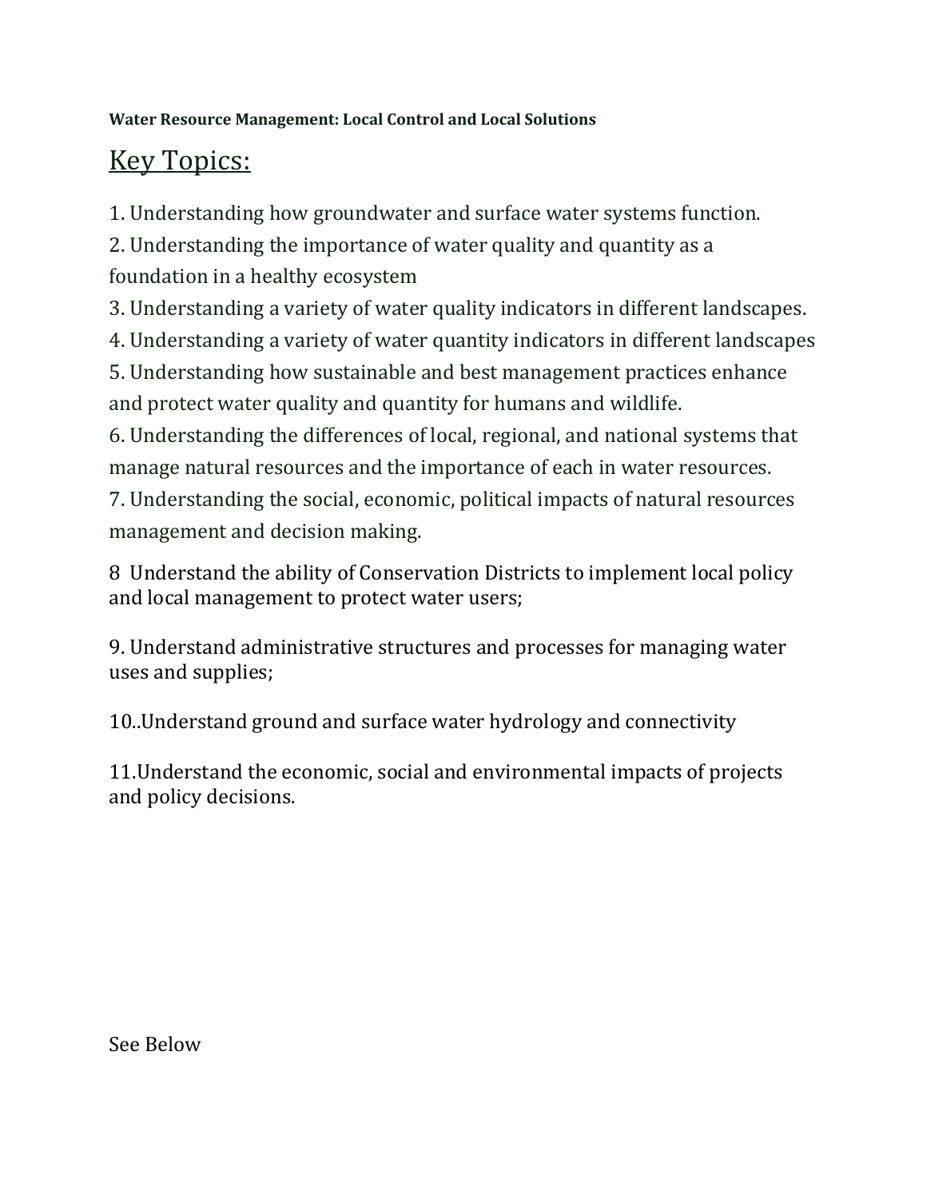**Water Resource Management: Local Control and Local Solutions**

## Key Topics:

1. Understanding how groundwater and surface water systems function.
2. Understanding the importance of water quality and quantity as a foundation in a healthy ecosystem
3. Understanding a variety of water quality indicators in different landscapes.
4. Understanding a variety of water quantity indicators in different landscapes
5. Understanding how sustainable and best management practices enhance and protect water quality and quantity for humans and wildlife.
6. Understanding the differences of local, regional, and national systems that manage natural resources and the importance of each in water resources.
7. Understanding the social, economic, political impacts of natural resources management and decision making.

8  Understand the ability of Conservation Districts to implement local policy and local management to protect water users;

9. Understand administrative structures and processes for managing water uses and supplies;

10..Understand ground and surface water hydrology and connectivity

11.Understand the economic, social and environmental impacts of projects and policy decisions.

See Below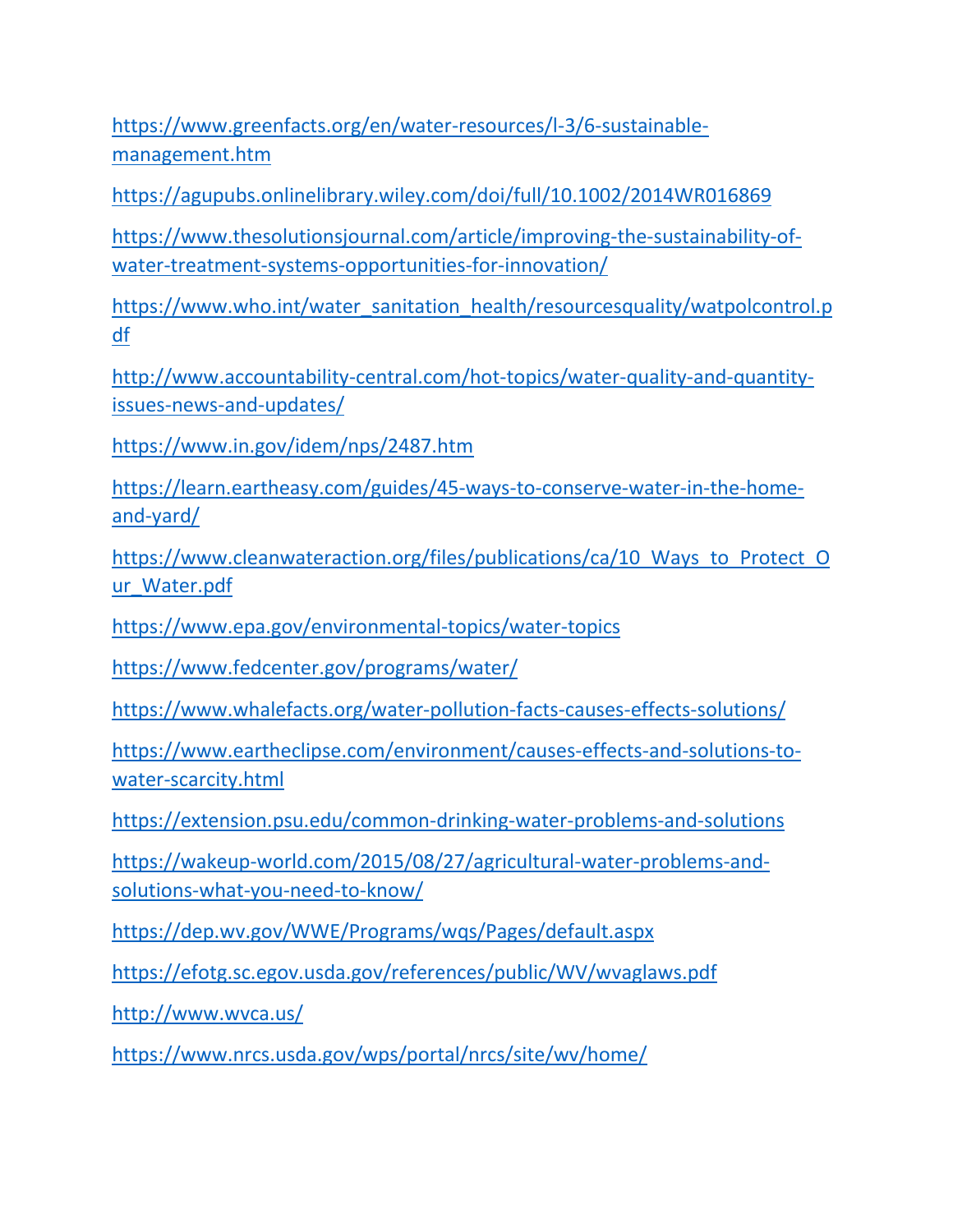https://www.greenfacts.org/en/water-resources/l-3/6-sustainable-management.htm

https://agupubs.onlinelibrary.wiley.com/doi/full/10.1002/2014WR016869

https://www.thesolutionsjournal.com/article/improving-the-sustainability-of-water-treatment-systems-opportunities-for-innovation/

https://www.who.int/water_sanitation_health/resourcesquality/watpolcontrol.pdf

http://www.accountability-central.com/hot-topics/water-quality-and-quantity-issues-news-and-updates/

https://www.in.gov/idem/nps/2487.htm

https://learn.eartheasy.com/guides/45-ways-to-conserve-water-in-the-home-and-yard/

https://www.cleanwateraction.org/files/publications/ca/10_Ways_to_Protect_Our_Water.pdf

https://www.epa.gov/environmental-topics/water-topics

https://www.fedcenter.gov/programs/water/

https://www.whalefacts.org/water-pollution-facts-causes-effects-solutions/

https://www.eartheclipse.com/environment/causes-effects-and-solutions-to-water-scarcity.html

https://extension.psu.edu/common-drinking-water-problems-and-solutions

https://wakeup-world.com/2015/08/27/agricultural-water-problems-and-solutions-what-you-need-to-know/

https://dep.wv.gov/WWE/Programs/wqs/Pages/default.aspx

https://efotg.sc.egov.usda.gov/references/public/WV/wvaglaws.pdf

http://www.wvca.us/

https://www.nrcs.usda.gov/wps/portal/nrcs/site/wv/home/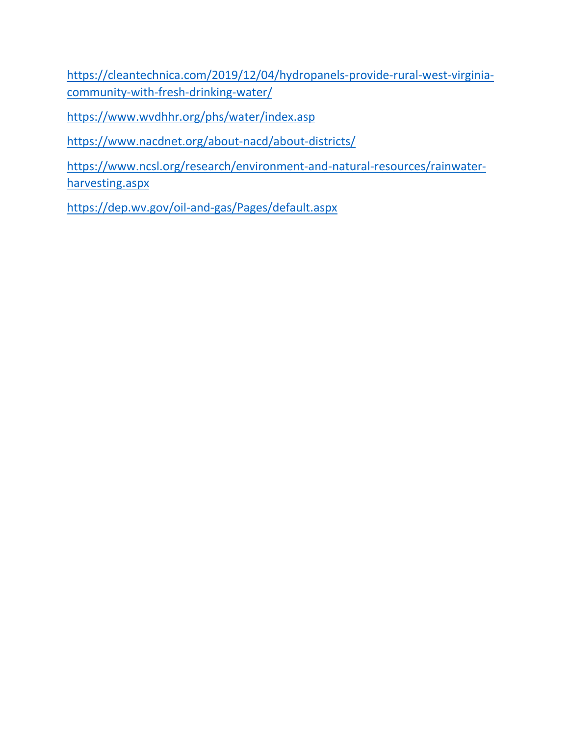https://cleantechnica.com/2019/12/04/hydropanels-provide-rural-west-virginia-community-with-fresh-drinking-water/

https://www.wvdhhr.org/phs/water/index.asp

https://www.nacdnet.org/about-nacd/about-districts/

https://www.ncsl.org/research/environment-and-natural-resources/rainwater-harvesting.aspx

https://dep.wv.gov/oil-and-gas/Pages/default.aspx